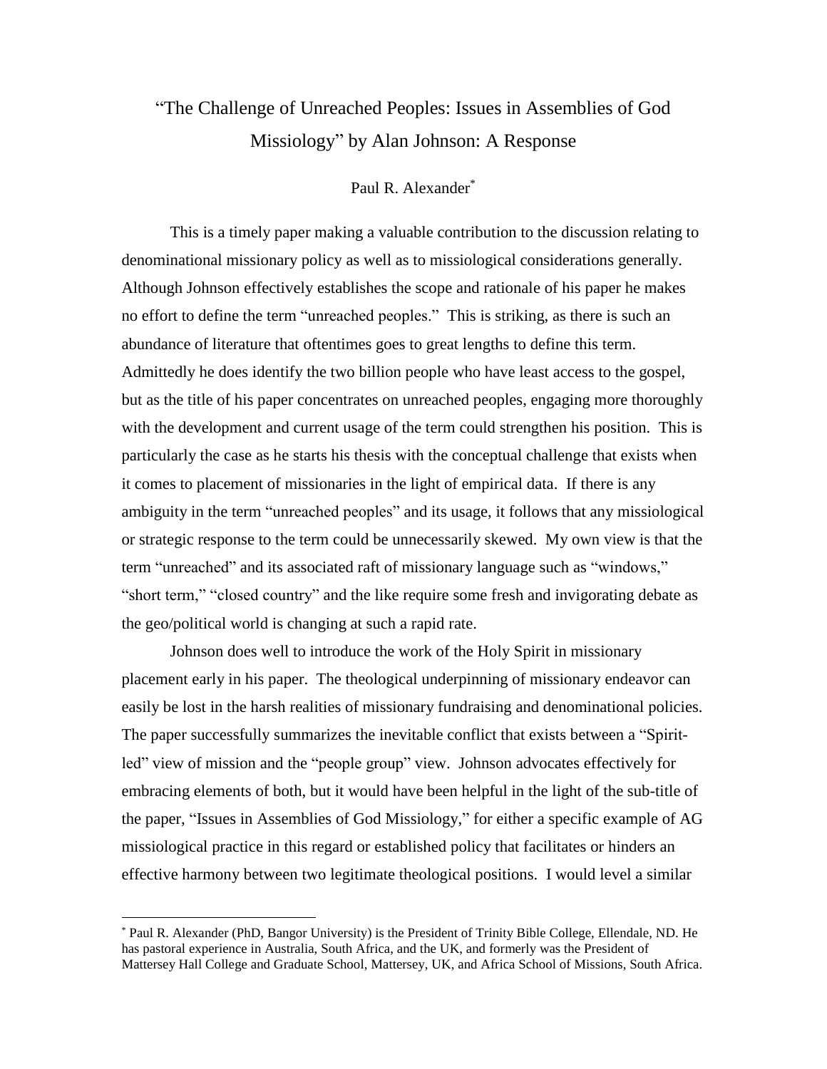# "The Challenge of Unreached Peoples: Issues in Assemblies of God Missiology" by Alan Johnson: A Response

Paul R. Alexander[*]

This is a timely paper making a valuable contribution to the discussion relating to denominational missionary policy as well as to missiological considerations generally. Although Johnson effectively establishes the scope and rationale of his paper he makes no effort to define the term "unreached peoples." This is striking, as there is such an abundance of literature that oftentimes goes to great lengths to define this term. Admittedly he does identify the two billion people who have least access to the gospel, but as the title of his paper concentrates on unreached peoples, engaging more thoroughly with the development and current usage of the term could strengthen his position. This is particularly the case as he starts his thesis with the conceptual challenge that exists when it comes to placement of missionaries in the light of empirical data. If there is any ambiguity in the term "unreached peoples" and its usage, it follows that any missiological or strategic response to the term could be unnecessarily skewed. My own view is that the term "unreached" and its associated raft of missionary language such as "windows," "short term," "closed country" and the like require some fresh and invigorating debate as the geo/political world is changing at such a rapid rate.

Johnson does well to introduce the work of the Holy Spirit in missionary placement early in his paper. The theological underpinning of missionary endeavor can easily be lost in the harsh realities of missionary fundraising and denominational policies. The paper successfully summarizes the inevitable conflict that exists between a "Spirit-led" view of mission and the "people group" view. Johnson advocates effectively for embracing elements of both, but it would have been helpful in the light of the sub-title of the paper, "Issues in Assemblies of God Missiology," for either a specific example of AG missiological practice in this regard or established policy that facilitates or hinders an effective harmony between two legitimate theological positions. I would level a similar

---

[*] Paul R. Alexander (PhD, Bangor University) is the President of Trinity Bible College, Ellendale, ND. He has pastoral experience in Australia, South Africa, and the UK, and formerly was the President of Mattersey Hall College and Graduate School, Mattersey, UK, and Africa School of Missions, South Africa.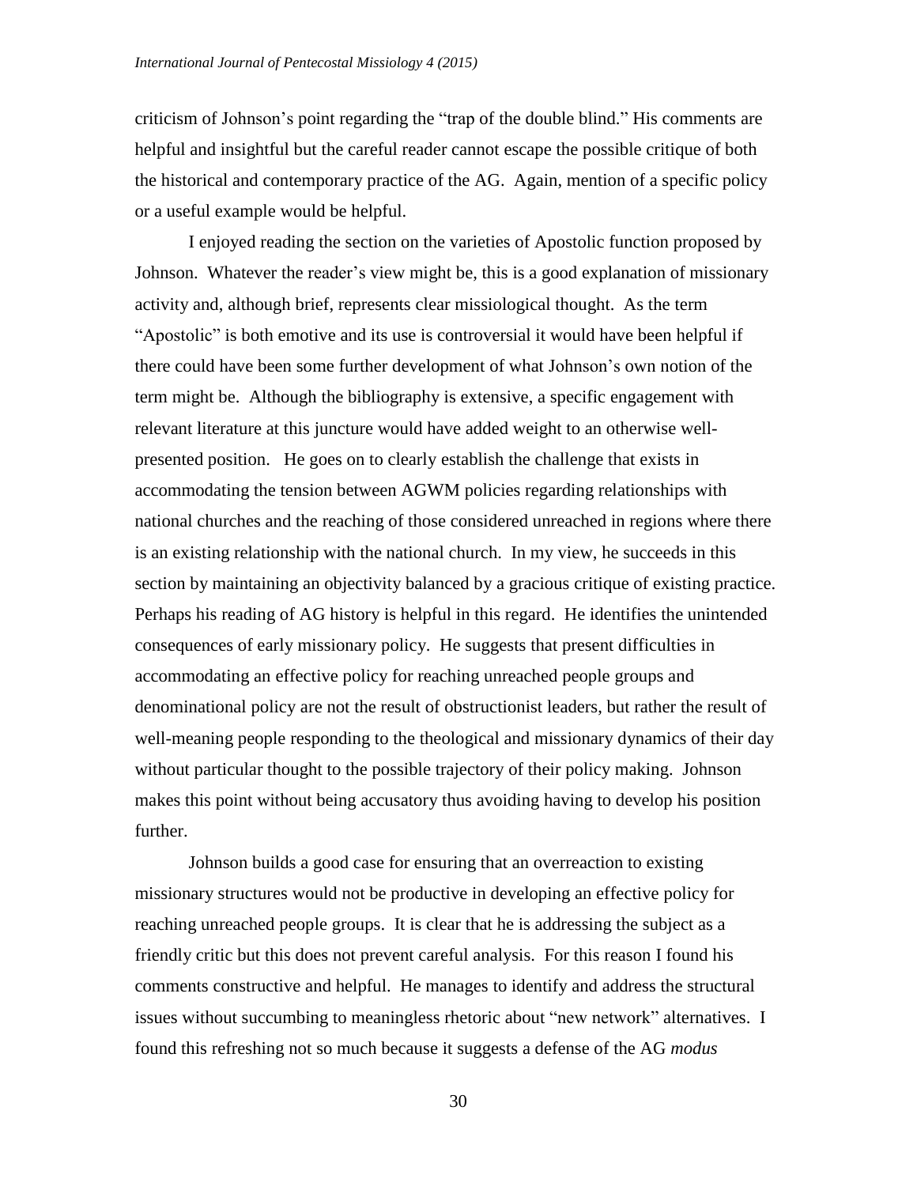criticism of Johnson's point regarding the "trap of the double blind." His comments are helpful and insightful but the careful reader cannot escape the possible critique of both the historical and contemporary practice of the AG. Again, mention of a specific policy or a useful example would be helpful.

I enjoyed reading the section on the varieties of Apostolic function proposed by Johnson. Whatever the reader's view might be, this is a good explanation of missionary activity and, although brief, represents clear missiological thought. As the term "Apostolic" is both emotive and its use is controversial it would have been helpful if there could have been some further development of what Johnson's own notion of the term might be. Although the bibliography is extensive, a specific engagement with relevant literature at this juncture would have added weight to an otherwise well-presented position. He goes on to clearly establish the challenge that exists in accommodating the tension between AGWM policies regarding relationships with national churches and the reaching of those considered unreached in regions where there is an existing relationship with the national church. In my view, he succeeds in this section by maintaining an objectivity balanced by a gracious critique of existing practice. Perhaps his reading of AG history is helpful in this regard. He identifies the unintended consequences of early missionary policy. He suggests that present difficulties in accommodating an effective policy for reaching unreached people groups and denominational policy are not the result of obstructionist leaders, but rather the result of well-meaning people responding to the theological and missionary dynamics of their day without particular thought to the possible trajectory of their policy making. Johnson makes this point without being accusatory thus avoiding having to develop his position further.

Johnson builds a good case for ensuring that an overreaction to existing missionary structures would not be productive in developing an effective policy for reaching unreached people groups. It is clear that he is addressing the subject as a friendly critic but this does not prevent careful analysis. For this reason I found his comments constructive and helpful. He manages to identify and address the structural issues without succumbing to meaningless rhetoric about "new network" alternatives. I found this refreshing not so much because it suggests a defense of the AG *modus*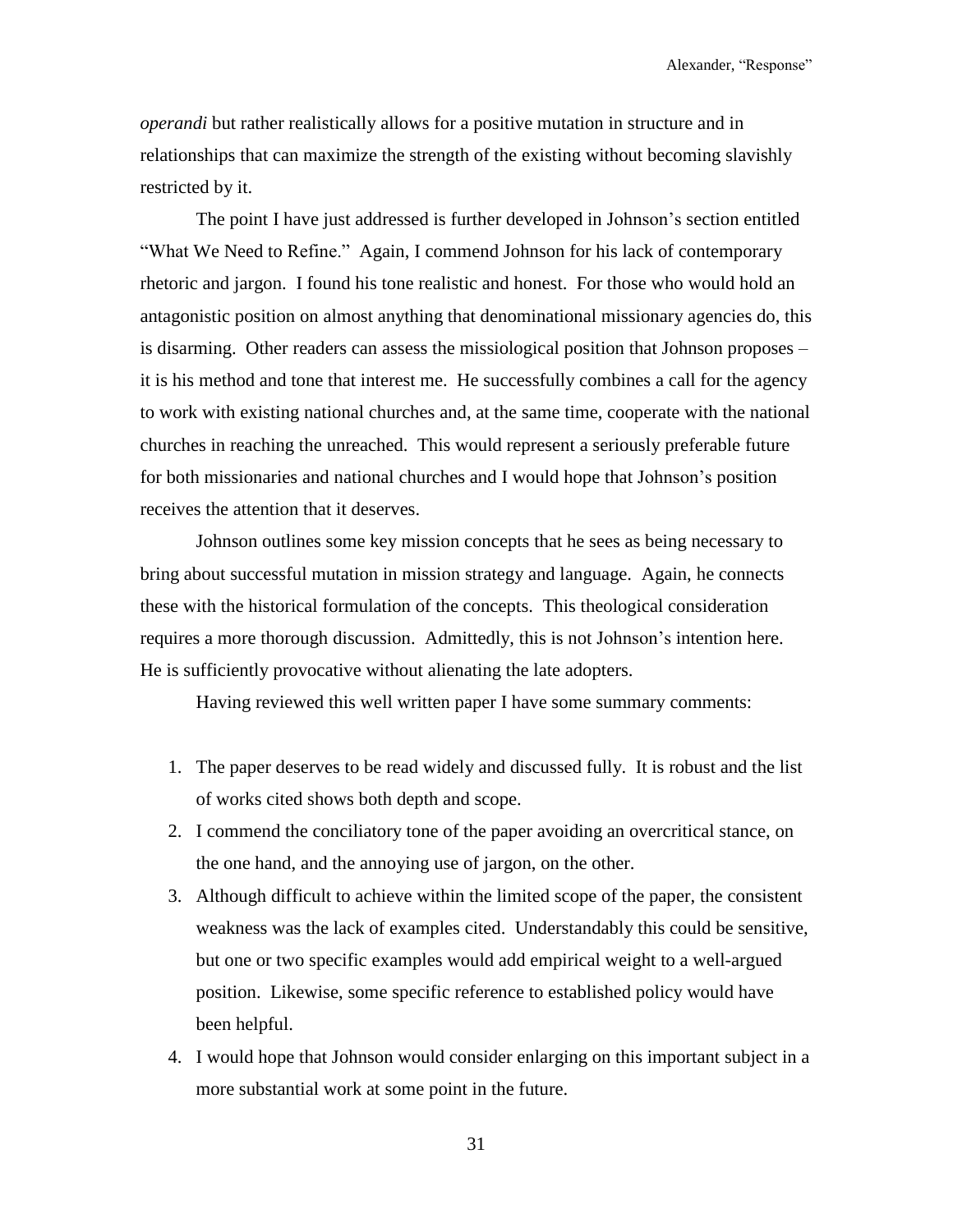*operandi* but rather realistically allows for a positive mutation in structure and in relationships that can maximize the strength of the existing without becoming slavishly restricted by it.

The point I have just addressed is further developed in Johnson's section entitled "What We Need to Refine." Again, I commend Johnson for his lack of contemporary rhetoric and jargon. I found his tone realistic and honest. For those who would hold an antagonistic position on almost anything that denominational missionary agencies do, this is disarming. Other readers can assess the missiological position that Johnson proposes – it is his method and tone that interest me. He successfully combines a call for the agency to work with existing national churches and, at the same time, cooperate with the national churches in reaching the unreached. This would represent a seriously preferable future for both missionaries and national churches and I would hope that Johnson's position receives the attention that it deserves.

Johnson outlines some key mission concepts that he sees as being necessary to bring about successful mutation in mission strategy and language. Again, he connects these with the historical formulation of the concepts. This theological consideration requires a more thorough discussion. Admittedly, this is not Johnson's intention here. He is sufficiently provocative without alienating the late adopters.

Having reviewed this well written paper I have some summary comments:

1. The paper deserves to be read widely and discussed fully. It is robust and the list of works cited shows both depth and scope.
2. I commend the conciliatory tone of the paper avoiding an overcritical stance, on the one hand, and the annoying use of jargon, on the other.
3. Although difficult to achieve within the limited scope of the paper, the consistent weakness was the lack of examples cited. Understandably this could be sensitive, but one or two specific examples would add empirical weight to a well-argued position. Likewise, some specific reference to established policy would have been helpful.
4. I would hope that Johnson would consider enlarging on this important subject in a more substantial work at some point in the future.